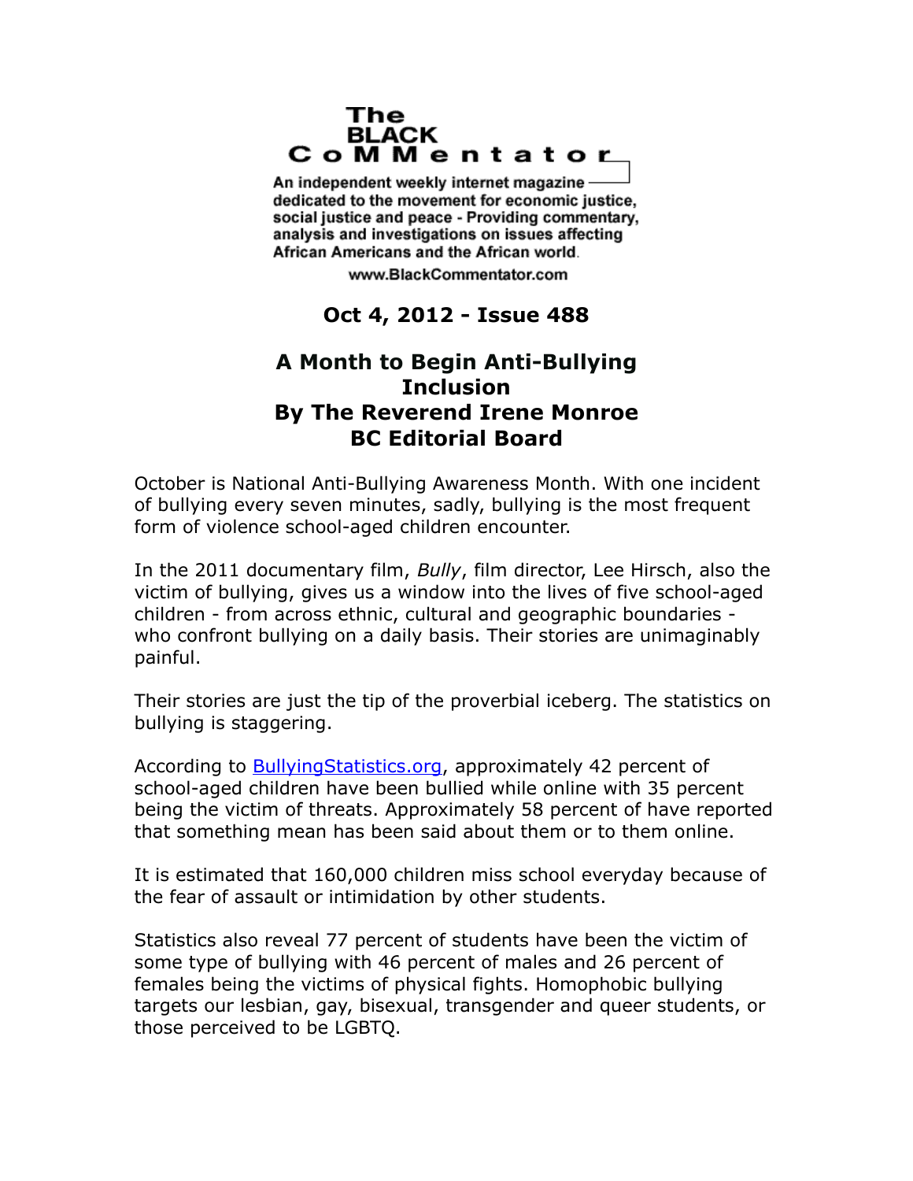# The BLACK CoMMentator

An independent weekly internet magazine dedicated to the movement for economic justice, social justice and peace - Providing commentary, analysis and investigations on issues affecting African Americans and the African world.

www.BlackCommentator.com

**Oct 4, 2012 - Issue 488**

## A Month to Begin Anti-Bullying Inclusion
## By The Reverend Irene Monroe
## BC Editorial Board

October is National Anti-Bullying Awareness Month. With one incident of bullying every seven minutes, sadly, bullying is the most frequent form of violence school-aged children encounter.

In the 2011 documentary film, *Bully*, film director, Lee Hirsch, also the victim of bullying, gives us a window into the lives of five school-aged children - from across ethnic, cultural and geographic boundaries - who confront bullying on a daily basis. Their stories are unimaginably painful.

Their stories are just the tip of the proverbial iceberg. The statistics on bullying is staggering.

According to BullyingStatistics.org, approximately 42 percent of school-aged children have been bullied while online with 35 percent being the victim of threats. Approximately 58 percent of have reported that something mean has been said about them or to them online.

It is estimated that 160,000 children miss school everyday because of the fear of assault or intimidation by other students.

Statistics also reveal 77 percent of students have been the victim of some type of bullying with 46 percent of males and 26 percent of females being the victims of physical fights. Homophobic bullying targets our lesbian, gay, bisexual, transgender and queer students, or those perceived to be LGBTQ.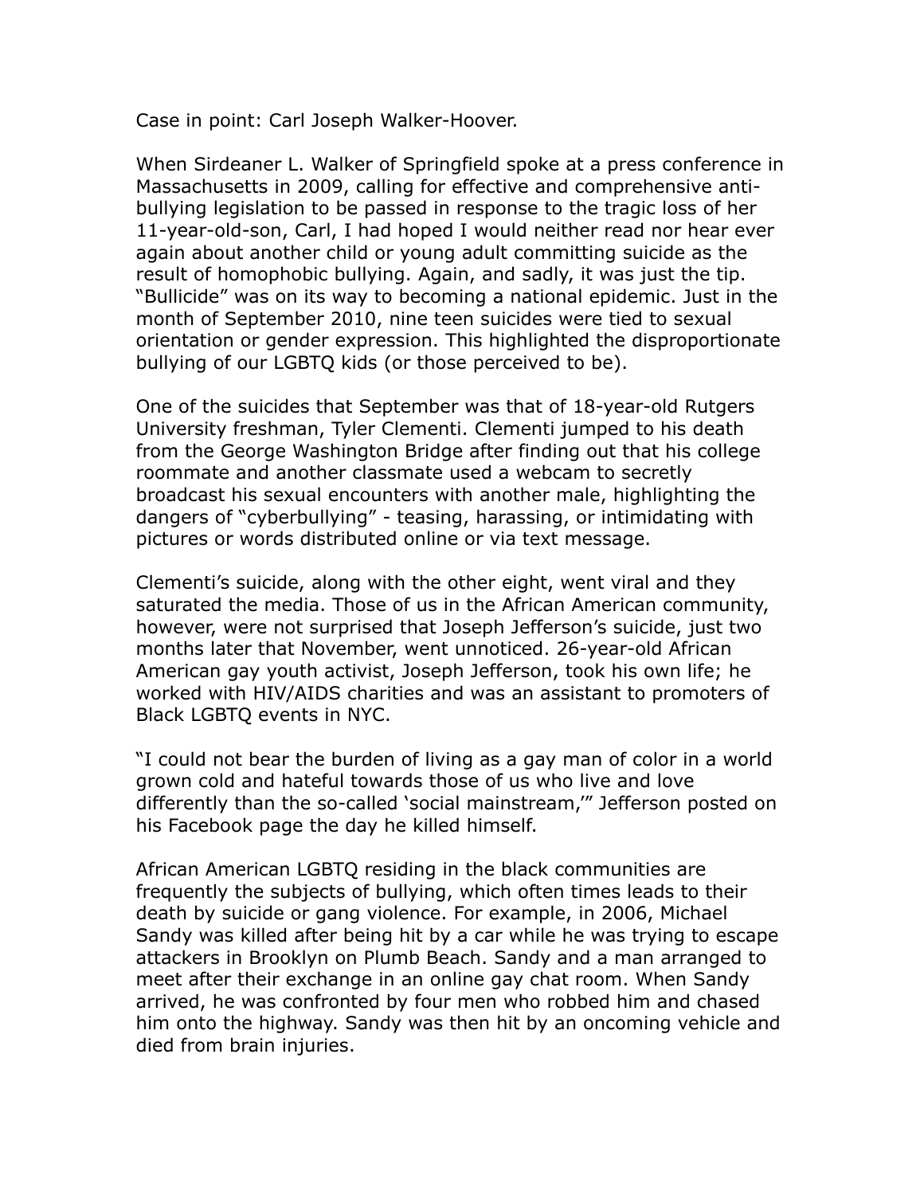Case in point: Carl Joseph Walker-Hoover.

When Sirdeaner L. Walker of Springfield spoke at a press conference in Massachusetts in 2009, calling for effective and comprehensive anti-bullying legislation to be passed in response to the tragic loss of her 11-year-old-son, Carl, I had hoped I would neither read nor hear ever again about another child or young adult committing suicide as the result of homophobic bullying. Again, and sadly, it was just the tip. "Bullicide" was on its way to becoming a national epidemic. Just in the month of September 2010, nine teen suicides were tied to sexual orientation or gender expression. This highlighted the disproportionate bullying of our LGBTQ kids (or those perceived to be).

One of the suicides that September was that of 18-year-old Rutgers University freshman, Tyler Clementi. Clementi jumped to his death from the George Washington Bridge after finding out that his college roommate and another classmate used a webcam to secretly broadcast his sexual encounters with another male, highlighting the dangers of "cyberbullying" - teasing, harassing, or intimidating with pictures or words distributed online or via text message.

Clementi's suicide, along with the other eight, went viral and they saturated the media. Those of us in the African American community, however, were not surprised that Joseph Jefferson's suicide, just two months later that November, went unnoticed. 26-year-old African American gay youth activist, Joseph Jefferson, took his own life; he worked with HIV/AIDS charities and was an assistant to promoters of Black LGBTQ events in NYC.

"I could not bear the burden of living as a gay man of color in a world grown cold and hateful towards those of us who live and love differently than the so-called 'social mainstream,'" Jefferson posted on his Facebook page the day he killed himself.

African American LGBTQ residing in the black communities are frequently the subjects of bullying, which often times leads to their death by suicide or gang violence. For example, in 2006, Michael Sandy was killed after being hit by a car while he was trying to escape attackers in Brooklyn on Plumb Beach. Sandy and a man arranged to meet after their exchange in an online gay chat room. When Sandy arrived, he was confronted by four men who robbed him and chased him onto the highway. Sandy was then hit by an oncoming vehicle and died from brain injuries.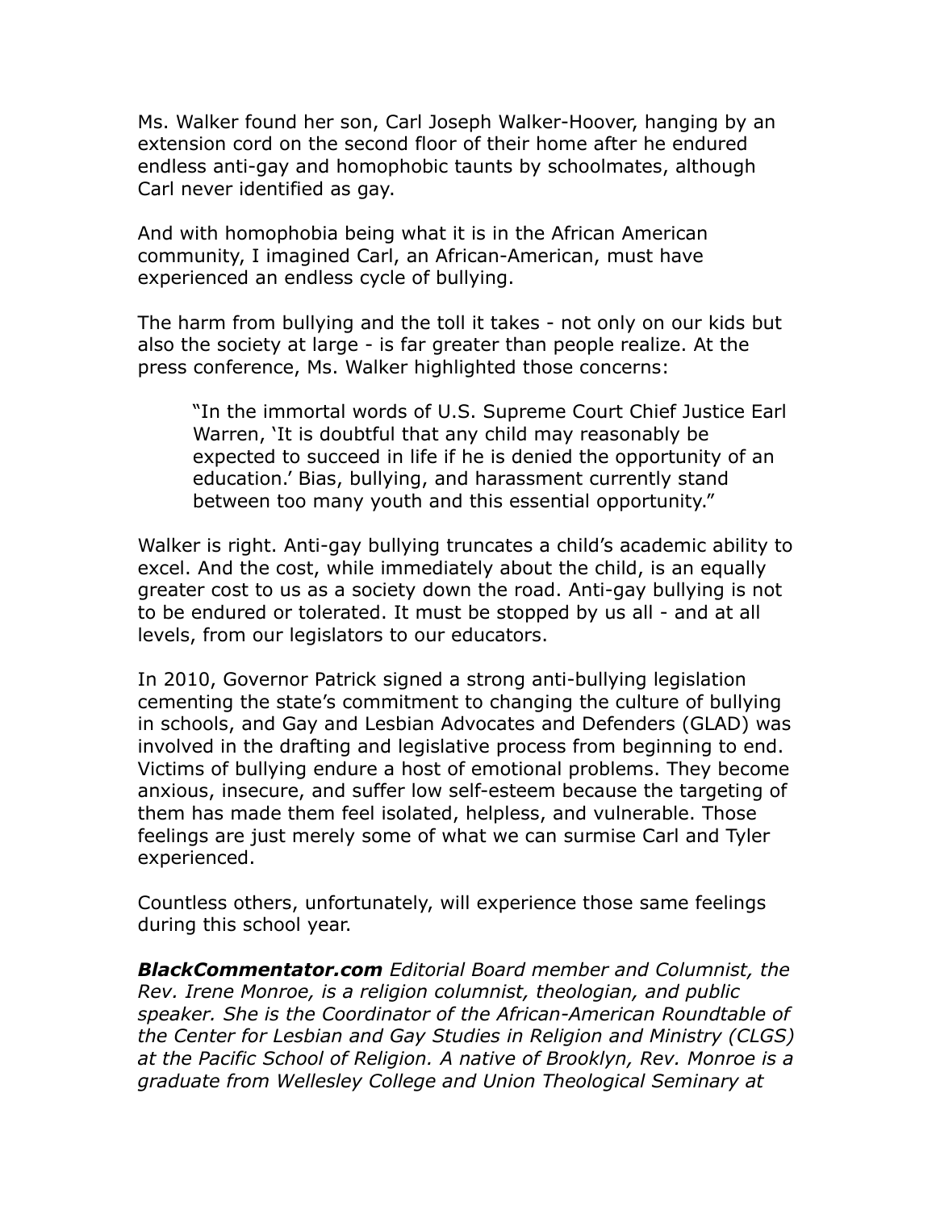Ms. Walker found her son, Carl Joseph Walker-Hoover, hanging by an extension cord on the second floor of their home after he endured endless anti-gay and homophobic taunts by schoolmates, although Carl never identified as gay.

And with homophobia being what it is in the African American community, I imagined Carl, an African-American, must have experienced an endless cycle of bullying.

The harm from bullying and the toll it takes - not only on our kids but also the society at large - is far greater than people realize. At the press conference, Ms. Walker highlighted those concerns:

> "In the immortal words of U.S. Supreme Court Chief Justice Earl Warren, 'It is doubtful that any child may reasonably be expected to succeed in life if he is denied the opportunity of an education.' Bias, bullying, and harassment currently stand between too many youth and this essential opportunity."

Walker is right. Anti-gay bullying truncates a child's academic ability to excel. And the cost, while immediately about the child, is an equally greater cost to us as a society down the road. Anti-gay bullying is not to be endured or tolerated. It must be stopped by us all - and at all levels, from our legislators to our educators.

In 2010, Governor Patrick signed a strong anti-bullying legislation cementing the state's commitment to changing the culture of bullying in schools, and Gay and Lesbian Advocates and Defenders (GLAD) was involved in the drafting and legislative process from beginning to end. Victims of bullying endure a host of emotional problems. They become anxious, insecure, and suffer low self-esteem because the targeting of them has made them feel isolated, helpless, and vulnerable. Those feelings are just merely some of what we can surmise Carl and Tyler experienced.

Countless others, unfortunately, will experience those same feelings during this school year.

***BlackCommentator.com*** *Editorial Board member and Columnist, the Rev. Irene Monroe, is a religion columnist, theologian, and public speaker. She is the Coordinator of the African-American Roundtable of the Center for Lesbian and Gay Studies in Religion and Ministry (CLGS) at the Pacific School of Religion. A native of Brooklyn, Rev. Monroe is a graduate from Wellesley College and Union Theological Seminary at*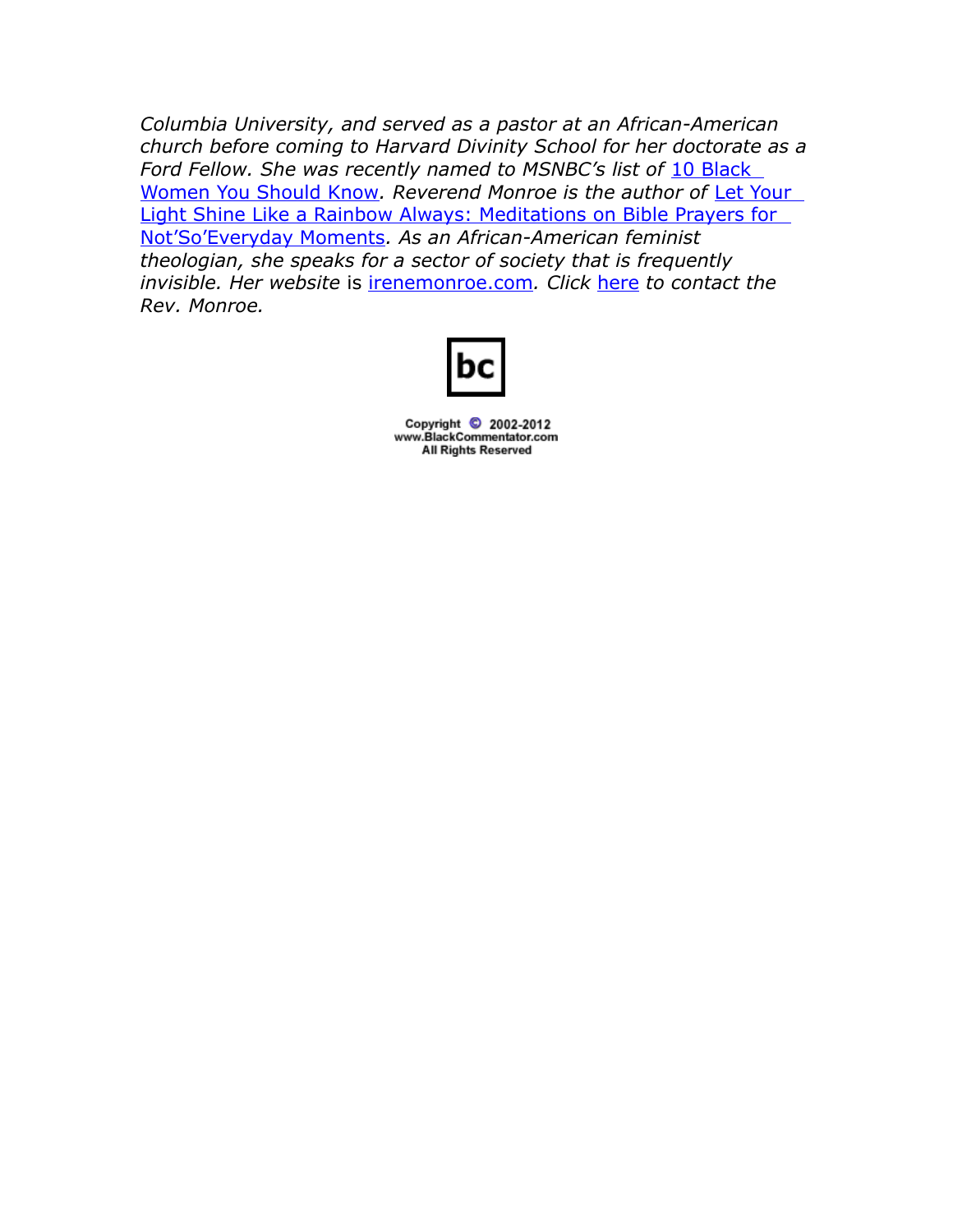*Columbia University, and served as a pastor at an African-American church before coming to Harvard Divinity School for her doctorate as a Ford Fellow. She was recently named to MSNBC's list of* 10 Black Women You Should Know*. Reverend Monroe is the author of* Let Your Light Shine Like a Rainbow Always: Meditations on Bible Prayers for Not'So'Everyday Moments*. As an African-American feminist theologian, she speaks for a sector of society that is frequently invisible. Her website* is irenemonroe.com*. Click* here *to contact the Rev. Monroe.*

bc

Copyright © 2002-2012
www.BlackCommentator.com
All Rights Reserved